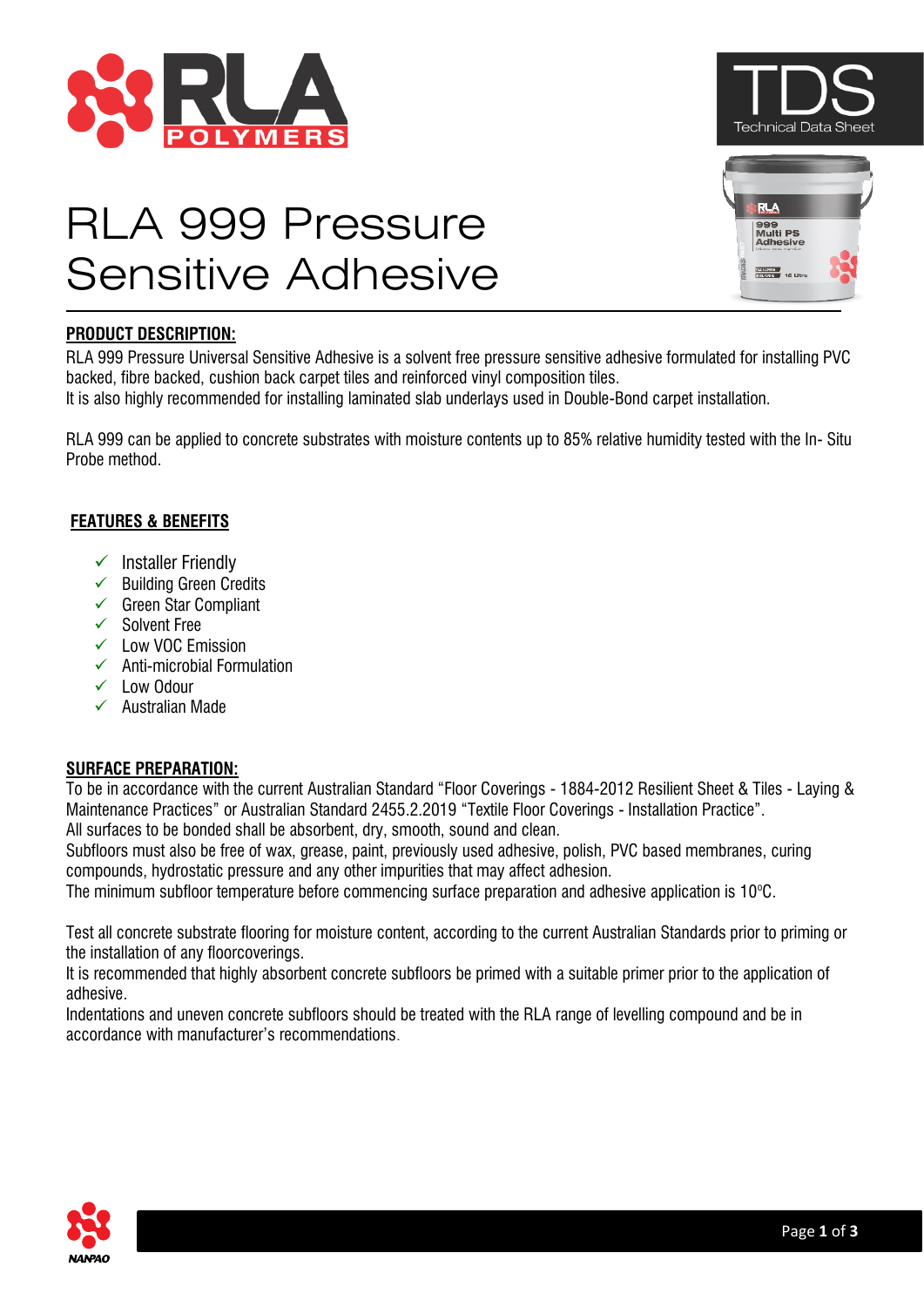# RLA 999 Pressure Sensitive Adhesive

## PRODUCT DESCRIPTION:

RLA 999 Pressure Universal Sensitive Adhesive is a solvent free pressure sensitive adhesive formulated for installing PVC backed, fibre backed, cushion back carpet tiles and reinforced vinyl composition tiles.
It is also highly recommended for installing laminated slab underlays used in Double-Bond carpet installation.

RLA 999 can be applied to concrete substrates with moisture contents up to 85% relative humidity tested with the In- Situ Probe method.

## FEATURES & BENEFITS

- ✓ Installer Friendly
- ✓ Building Green Credits
- ✓ Green Star Compliant
- ✓ Solvent Free
- ✓ Low VOC Emission
- ✓ Anti-microbial Formulation
- ✓ Low Odour
- ✓ Australian Made

## SURFACE PREPARATION:

To be in accordance with the current Australian Standard "Floor Coverings - 1884-2012 Resilient Sheet & Tiles - Laying & Maintenance Practices" or Australian Standard 2455.2.2019 "Textile Floor Coverings - Installation Practice".
All surfaces to be bonded shall be absorbent, dry, smooth, sound and clean.
Subfloors must also be free of wax, grease, paint, previously used adhesive, polish, PVC based membranes, curing compounds, hydrostatic pressure and any other impurities that may affect adhesion.
The minimum subfloor temperature before commencing surface preparation and adhesive application is 10°C.

Test all concrete substrate flooring for moisture content, according to the current Australian Standards prior to priming or the installation of any floorcoverings.
It is recommended that highly absorbent concrete subfloors be primed with a suitable primer prior to the application of adhesive.
Indentations and uneven concrete subfloors should be treated with the RLA range of levelling compound and be in accordance with manufacturer's recommendations.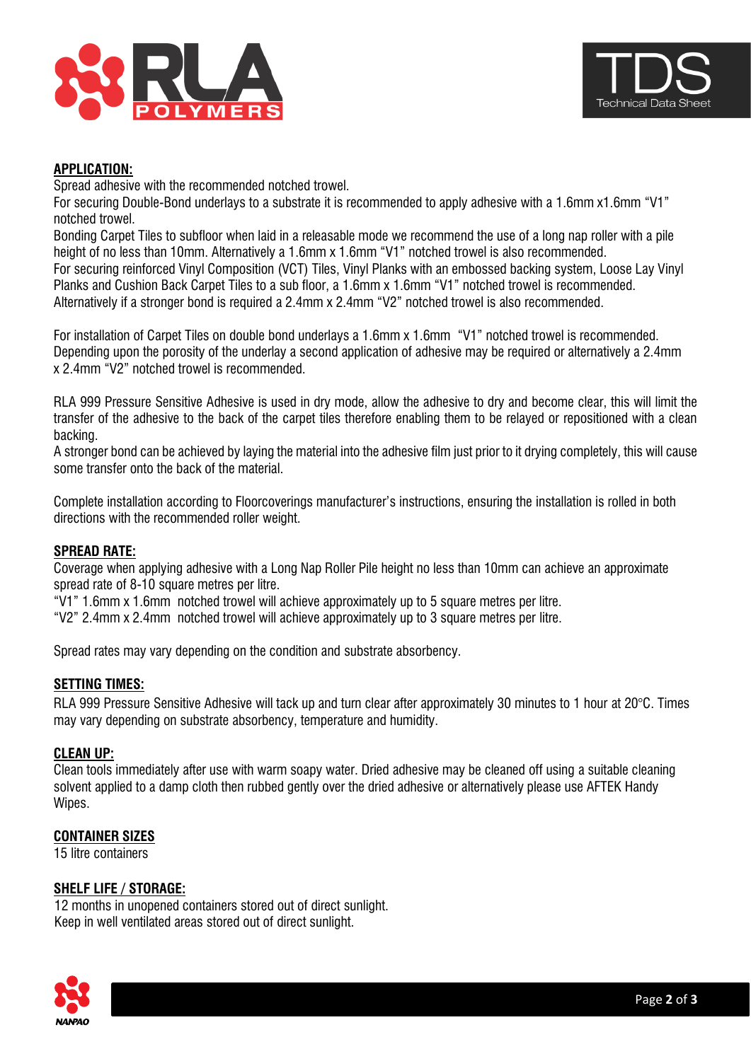## APPLICATION:

Spread adhesive with the recommended notched trowel.
For securing Double-Bond underlays to a substrate it is recommended to apply adhesive with a 1.6mm x1.6mm "V1" notched trowel.
Bonding Carpet Tiles to subfloor when laid in a releasable mode we recommend the use of a long nap roller with a pile height of no less than 10mm. Alternatively a 1.6mm x 1.6mm "V1" notched trowel is also recommended.
For securing reinforced Vinyl Composition (VCT) Tiles, Vinyl Planks with an embossed backing system, Loose Lay Vinyl Planks and Cushion Back Carpet Tiles to a sub floor, a 1.6mm x 1.6mm "V1" notched trowel is recommended. Alternatively if a stronger bond is required a 2.4mm x 2.4mm "V2" notched trowel is also recommended.

For installation of Carpet Tiles on double bond underlays a 1.6mm x 1.6mm "V1" notched trowel is recommended. Depending upon the porosity of the underlay a second application of adhesive may be required or alternatively a 2.4mm x 2.4mm "V2" notched trowel is recommended.

RLA 999 Pressure Sensitive Adhesive is used in dry mode, allow the adhesive to dry and become clear, this will limit the transfer of the adhesive to the back of the carpet tiles therefore enabling them to be relayed or repositioned with a clean backing.
A stronger bond can be achieved by laying the material into the adhesive film just prior to it drying completely, this will cause some transfer onto the back of the material.

Complete installation according to Floorcoverings manufacturer's instructions, ensuring the installation is rolled in both directions with the recommended roller weight.

## SPREAD RATE:

Coverage when applying adhesive with a Long Nap Roller Pile height no less than 10mm can achieve an approximate spread rate of 8-10 square metres per litre.
"V1" 1.6mm x 1.6mm notched trowel will achieve approximately up to 5 square metres per litre.
"V2" 2.4mm x 2.4mm notched trowel will achieve approximately up to 3 square metres per litre.

Spread rates may vary depending on the condition and substrate absorbency.

## SETTING TIMES:

RLA 999 Pressure Sensitive Adhesive will tack up and turn clear after approximately 30 minutes to 1 hour at 20°C. Times may vary depending on substrate absorbency, temperature and humidity.

## CLEAN UP:

Clean tools immediately after use with warm soapy water. Dried adhesive may be cleaned off using a suitable cleaning solvent applied to a damp cloth then rubbed gently over the dried adhesive or alternatively please use AFTEK Handy Wipes.

## CONTAINER SIZES

15 litre containers

## SHELF LIFE / STORAGE:

12 months in unopened containers stored out of direct sunlight.
Keep in well ventilated areas stored out of direct sunlight.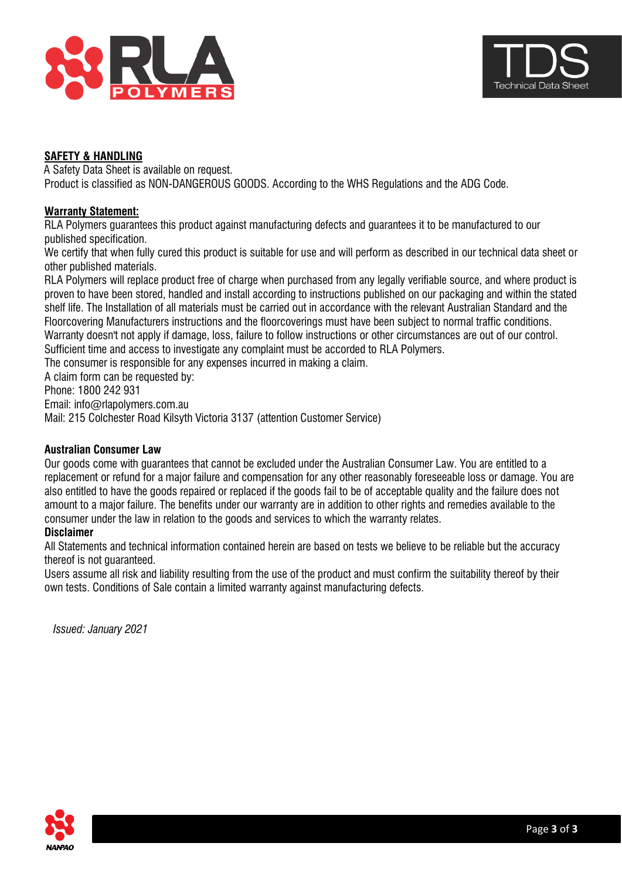## SAFETY & HANDLING

A Safety Data Sheet is available on request.
Product is classified as NON-DANGEROUS GOODS. According to the WHS Regulations and the ADG Code.

## Warranty Statement:

RLA Polymers guarantees this product against manufacturing defects and guarantees it to be manufactured to our published specification.
We certify that when fully cured this product is suitable for use and will perform as described in our technical data sheet or other published materials.
RLA Polymers will replace product free of charge when purchased from any legally verifiable source, and where product is proven to have been stored, handled and install according to instructions published on our packaging and within the stated shelf life. The Installation of all materials must be carried out in accordance with the relevant Australian Standard and the Floorcovering Manufacturers instructions and the floorcoverings must have been subject to normal traffic conditions.
Warranty doesn't not apply if damage, loss, failure to follow instructions or other circumstances are out of our control.
Sufficient time and access to investigate any complaint must be accorded to RLA Polymers.
The consumer is responsible for any expenses incurred in making a claim.
A claim form can be requested by:
Phone: 1800 242 931
Email: info@rlapolymers.com.au
Mail: 215 Colchester Road Kilsyth Victoria 3137 (attention Customer Service)

## Australian Consumer Law

Our goods come with guarantees that cannot be excluded under the Australian Consumer Law. You are entitled to a replacement or refund for a major failure and compensation for any other reasonably foreseeable loss or damage. You are also entitled to have the goods repaired or replaced if the goods fail to be of acceptable quality and the failure does not amount to a major failure. The benefits under our warranty are in addition to other rights and remedies available to the consumer under the law in relation to the goods and services to which the warranty relates.

## Disclaimer

All Statements and technical information contained herein are based on tests we believe to be reliable but the accuracy thereof is not guaranteed.
Users assume all risk and liability resulting from the use of the product and must confirm the suitability thereof by their own tests. Conditions of Sale contain a limited warranty against manufacturing defects.

*Issued: January 2021*